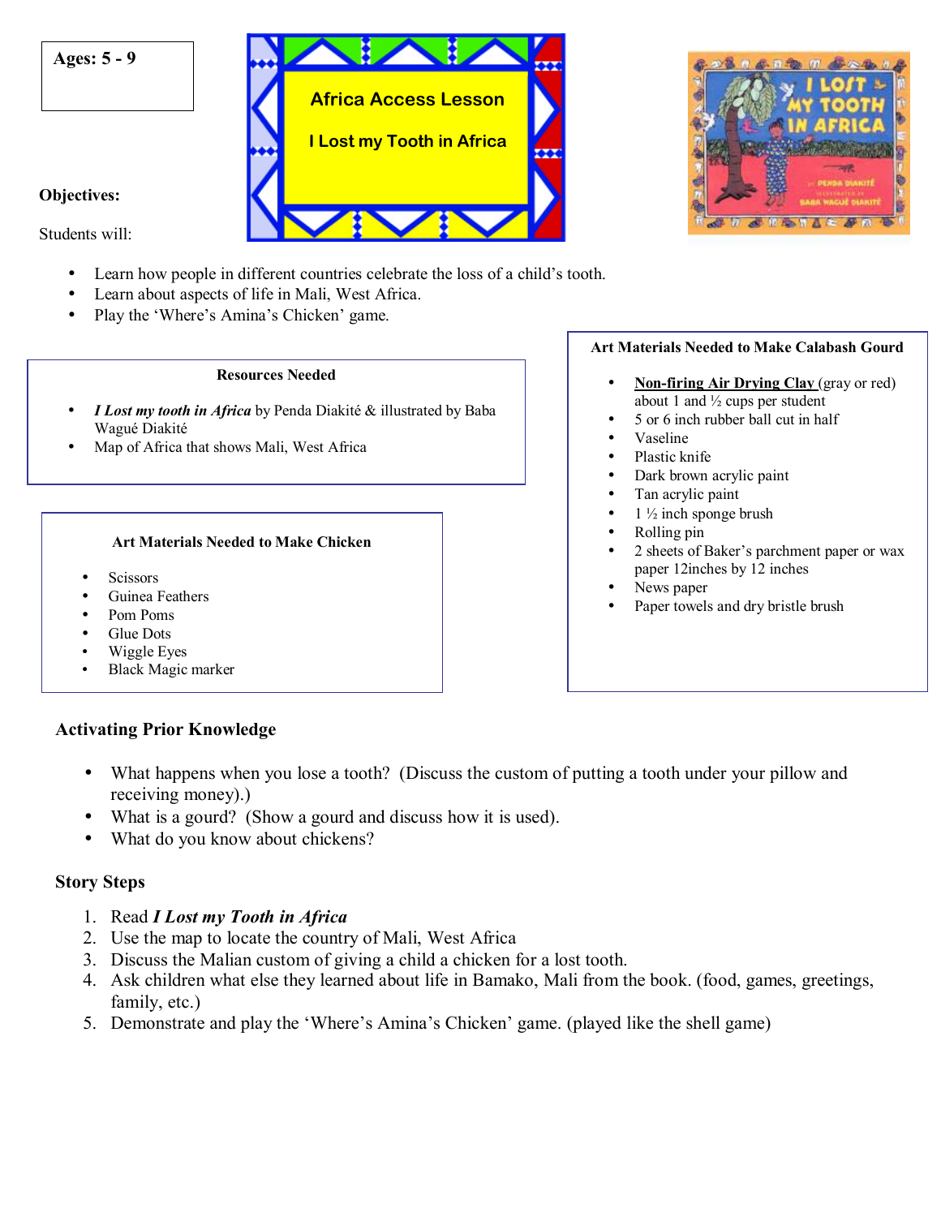**Ages: 5 - 9**

# Africa Access Lesson

## I Lost my Tooth in Africa

**Objectives:**

Students will:

- Learn how people in different countries celebrate the loss of a child's tooth.
- Learn about aspects of life in Mali, West Africa.
- Play the 'Where's Amina's Chicken' game.

**Resources Needed**

- ***I Lost my tooth in Africa*** by Penda Diakité & illustrated by Baba Wagué Diakité
- Map of Africa that shows Mali, West Africa

**Art Materials Needed to Make Chicken**

- Scissors
- Guinea Feathers
- Pom Poms
- Glue Dots
- Wiggle Eyes
- Black Magic marker

**Art Materials Needed to Make Calabash Gourd**

- **Non-firing Air Drying Clay** (gray or red) about 1 and ½ cups per student
- 5 or 6 inch rubber ball cut in half
- Vaseline
- Plastic knife
- Dark brown acrylic paint
- Tan acrylic paint
- 1 ½ inch sponge brush
- Rolling pin
- 2 sheets of Baker's parchment paper or wax paper 12inches by 12 inches
- News paper
- Paper towels and dry bristle brush

### Activating Prior Knowledge

- What happens when you lose a tooth? (Discuss the custom of putting a tooth under your pillow and receiving money).)
- What is a gourd? (Show a gourd and discuss how it is used).
- What do you know about chickens?

### Story Steps

1. Read ***I Lost my Tooth in Africa***
2. Use the map to locate the country of Mali, West Africa
3. Discuss the Malian custom of giving a child a chicken for a lost tooth.
4. Ask children what else they learned about life in Bamako, Mali from the book. (food, games, greetings, family, etc.)
5. Demonstrate and play the 'Where's Amina's Chicken' game. (played like the shell game)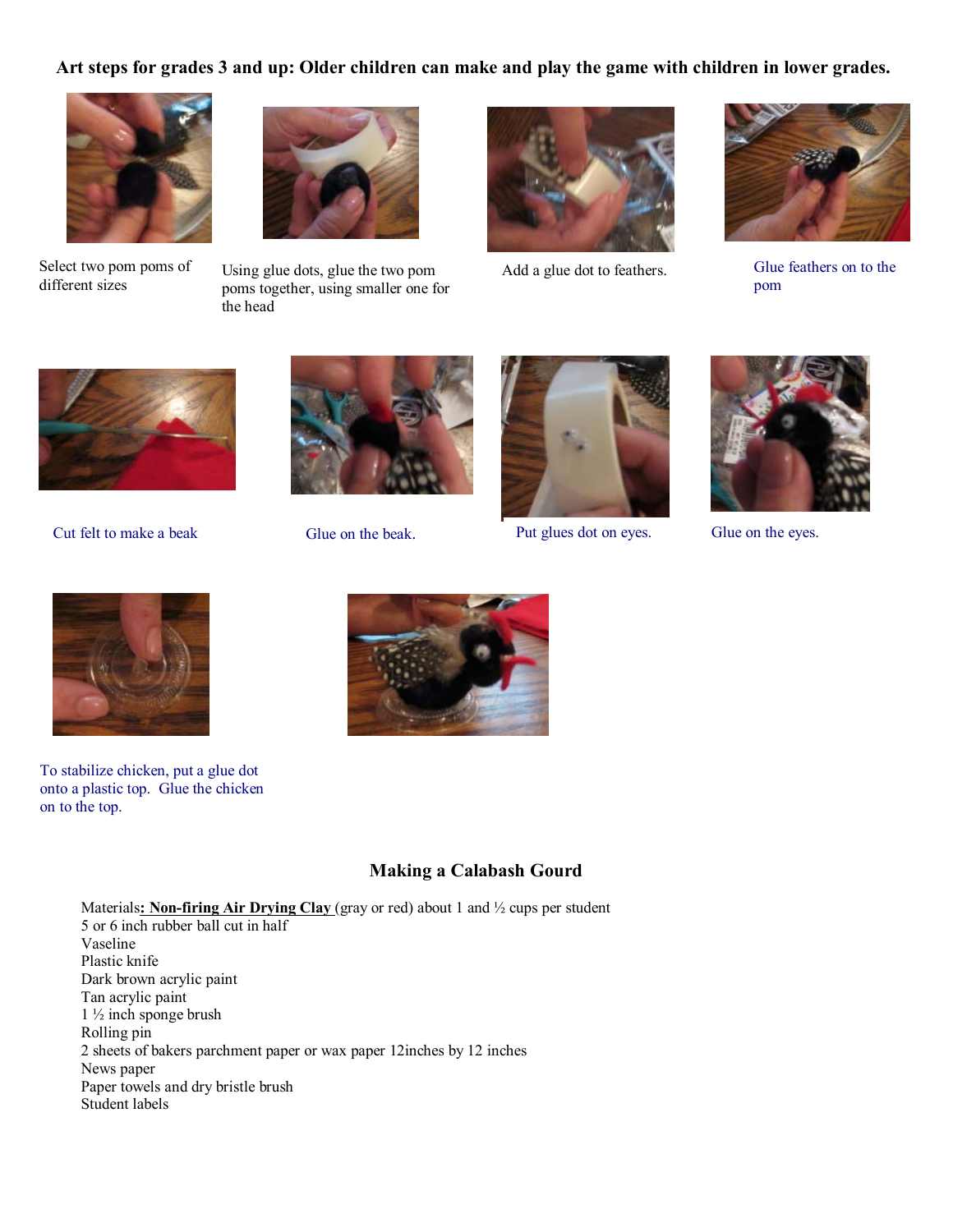**Art steps for grades 3 and up: Older children can make and play the game with children in lower grades.**

Select two pom poms of different sizes

Using glue dots, glue the two pom poms together, using smaller one for the head

Add a glue dot to feathers.

Glue feathers on to the pom

Cut felt to make a beak

Glue on the beak.

Put glues dot on eyes.

Glue on the eyes.

To stabilize chicken, put a glue dot onto a plastic top. Glue the chicken on to the top.

## Making a Calabash Gourd

Materials**: <u>Non-firing Air Drying Clay</u>** (gray or red) about 1 and ½ cups per student
5 or 6 inch rubber ball cut in half
Vaseline
Plastic knife
Dark brown acrylic paint
Tan acrylic paint
1 ½ inch sponge brush
Rolling pin
2 sheets of bakers parchment paper or wax paper 12inches by 12 inches
News paper
Paper towels and dry bristle brush
Student labels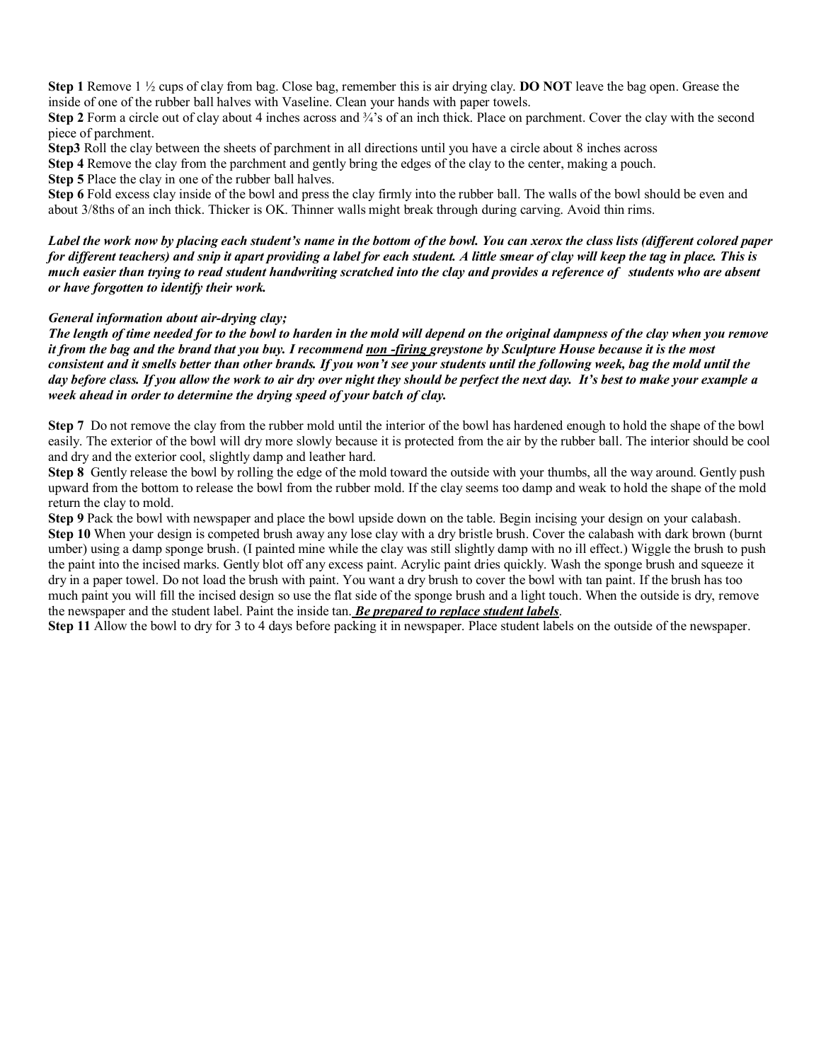**Step 1** Remove 1 ½ cups of clay from bag. Close bag, remember this is air drying clay. **DO NOT** leave the bag open. Grease the inside of one of the rubber ball halves with Vaseline. Clean your hands with paper towels.
**Step 2** Form a circle out of clay about 4 inches across and ¾'s of an inch thick. Place on parchment. Cover the clay with the second piece of parchment.
**Step3** Roll the clay between the sheets of parchment in all directions until you have a circle about 8 inches across
**Step 4** Remove the clay from the parchment and gently bring the edges of the clay to the center, making a pouch.
**Step 5** Place the clay in one of the rubber ball halves.
**Step 6** Fold excess clay inside of the bowl and press the clay firmly into the rubber ball. The walls of the bowl should be even and about 3/8ths of an inch thick. Thicker is OK. Thinner walls might break through during carving. Avoid thin rims.

***Label the work now by placing each student's name in the bottom of the bowl. You can xerox the class lists (different colored paper for different teachers) and snip it apart providing a label for each student. A little smear of clay will keep the tag in place. This is much easier than trying to read student handwriting scratched into the clay and provides a reference of students who are absent or have forgotten to identify their work.***

***General information about air-drying clay;***
***The length of time needed for to the bowl to harden in the mold will depend on the original dampness of the clay when you remove it from the bag and the brand that you buy. I recommend <u>non -firing</u> greystone by Sculpture House because it is the most consistent and it smells better than other brands. If you won't see your students until the following week, bag the mold until the day before class. If you allow the work to air dry over night they should be perfect the next day. It's best to make your example a week ahead in order to determine the drying speed of your batch of clay.***

**Step 7** Do not remove the clay from the rubber mold until the interior of the bowl has hardened enough to hold the shape of the bowl easily. The exterior of the bowl will dry more slowly because it is protected from the air by the rubber ball. The interior should be cool and dry and the exterior cool, slightly damp and leather hard.
**Step 8** Gently release the bowl by rolling the edge of the mold toward the outside with your thumbs, all the way around. Gently push upward from the bottom to release the bowl from the rubber mold. If the clay seems too damp and weak to hold the shape of the mold return the clay to mold.
**Step 9** Pack the bowl with newspaper and place the bowl upside down on the table. Begin incising your design on your calabash.
**Step 10** When your design is competed brush away any lose clay with a dry bristle brush. Cover the calabash with dark brown (burnt umber) using a damp sponge brush. (I painted mine while the clay was still slightly damp with no ill effect.) Wiggle the brush to push the paint into the incised marks. Gently blot off any excess paint. Acrylic paint dries quickly. Wash the sponge brush and squeeze it dry in a paper towel. Do not load the brush with paint. You want a dry brush to cover the bowl with tan paint. If the brush has too much paint you will fill the incised design so use the flat side of the sponge brush and a light touch. When the outside is dry, remove the newspaper and the student label. Paint the inside tan. ***<u>Be prepared to replace student labels</u>***.
**Step 11** Allow the bowl to dry for 3 to 4 days before packing it in newspaper. Place student labels on the outside of the newspaper.